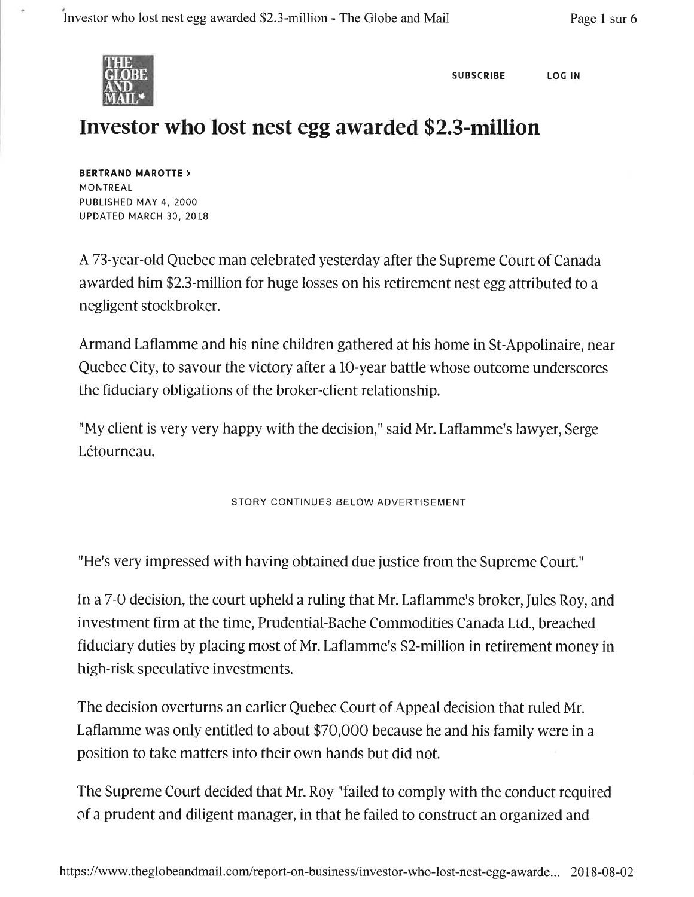# Investor who lost nest egg awarded $2.3-million

**BERTRAND MAROTTE >**
MONTREAL
PUBLISHED MAY 4, 2000
UPDATED MARCH 30, 2018

A 73-year-old Quebec man celebrated yesterday after the Supreme Court of Canada awarded him $2.3-million for huge losses on his retirement nest egg attributed to a negligent stockbroker.

Armand Laflamme and his nine children gathered at his home in St-Appolinaire, near Quebec City, to savour the victory after a 10-year battle whose outcome underscores the fiduciary obligations of the broker-client relationship.

"My client is very very happy with the decision," said Mr. Laflamme's lawyer, Serge Létourneau.

"He's very impressed with having obtained due justice from the Supreme Court."

In a 7-0 decision, the court upheld a ruling that Mr. Laflamme's broker, Jules Roy, and investment firm at the time, Prudential-Bache Commodities Canada Ltd., breached fiduciary duties by placing most of Mr. Laflamme's $2-million in retirement money in high-risk speculative investments.

The decision overturns an earlier Quebec Court of Appeal decision that ruled Mr. Laflamme was only entitled to about $70,000 because he and his family were in a position to take matters into their own hands but did not.

The Supreme Court decided that Mr. Roy "failed to comply with the conduct required of a prudent and diligent manager, in that he failed to construct an organized and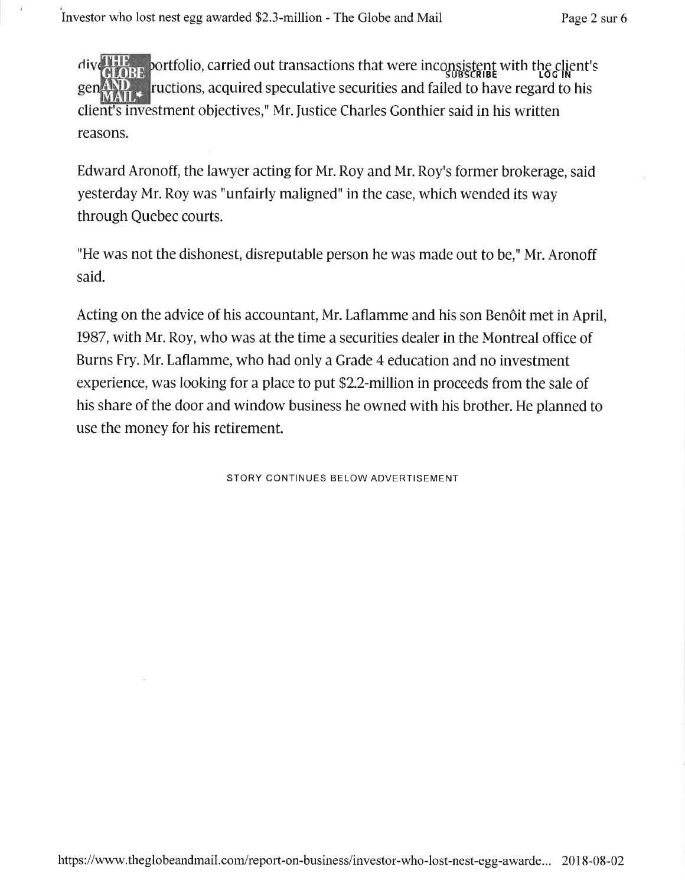div[THE GLOBE AND MAIL] portfolio, carried out transactions that were inconsistent with the client's gen[eral inst]ructions, acquired speculative securities and failed to have regard to his client's investment objectives," Mr. Justice Charles Gonthier said in his written reasons.

Edward Aronoff, the lawyer acting for Mr. Roy and Mr. Roy's former brokerage, said yesterday Mr. Roy was "unfairly maligned" in the case, which wended its way through Quebec courts.

"He was not the dishonest, disreputable person he was made out to be," Mr. Aronoff said.

Acting on the advice of his accountant, Mr. Laflamme and his son Benôit met in April, 1987, with Mr. Roy, who was at the time a securities dealer in the Montreal office of Burns Fry. Mr. Laflamme, who had only a Grade 4 education and no investment experience, was looking for a place to put $2.2-million in proceeds from the sale of his share of the door and window business he owned with his brother. He planned to use the money for his retirement.

STORY CONTINUES BELOW ADVERTISEMENT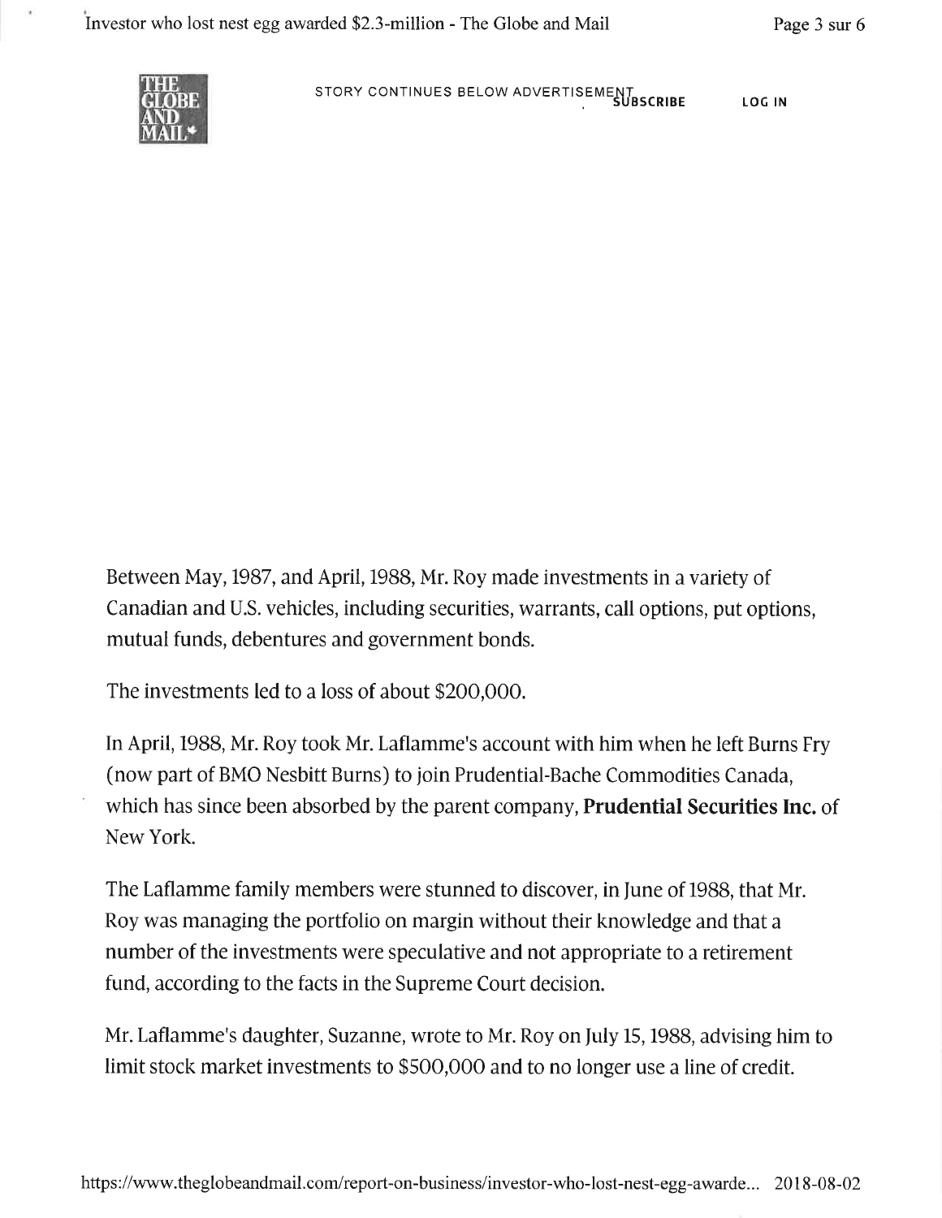Between May, 1987, and April, 1988, Mr. Roy made investments in a variety of Canadian and U.S. vehicles, including securities, warrants, call options, put options, mutual funds, debentures and government bonds.

The investments led to a loss of about $200,000.

In April, 1988, Mr. Roy took Mr. Laflamme's account with him when he left Burns Fry (now part of BMO Nesbitt Burns) to join Prudential-Bache Commodities Canada, which has since been absorbed by the parent company, **Prudential Securities Inc.** of New York.

The Laflamme family members were stunned to discover, in June of 1988, that Mr. Roy was managing the portfolio on margin without their knowledge and that a number of the investments were speculative and not appropriate to a retirement fund, according to the facts in the Supreme Court decision.

Mr. Laflamme's daughter, Suzanne, wrote to Mr. Roy on July 15, 1988, advising him to limit stock market investments to $500,000 and to no longer use a line of credit.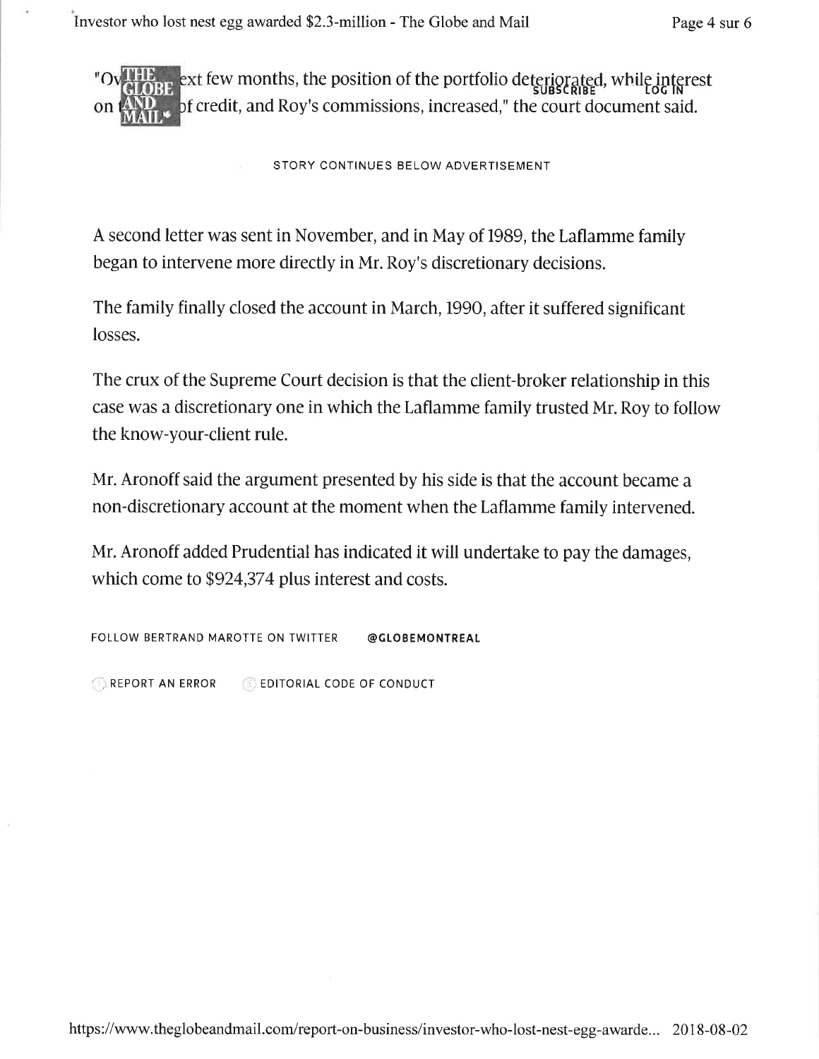"Ov[er the n]ext few months, the position of the portfolio deteriorated, while interest on [the line o]f credit, and Roy's commissions, increased," the court document said.

A second letter was sent in November, and in May of 1989, the Laflamme family began to intervene more directly in Mr. Roy's discretionary decisions.

The family finally closed the account in March, 1990, after it suffered significant losses.

The crux of the Supreme Court decision is that the client-broker relationship in this case was a discretionary one in which the Laflamme family trusted Mr. Roy to follow the know-your-client rule.

Mr. Aronoff said the argument presented by his side is that the account became a non-discretionary account at the moment when the Laflamme family intervened.

Mr. Aronoff added Prudential has indicated it will undertake to pay the damages, which come to $924,374 plus interest and costs.

FOLLOW BERTRAND MAROTTE ON TWITTER @GLOBEMONTREAL